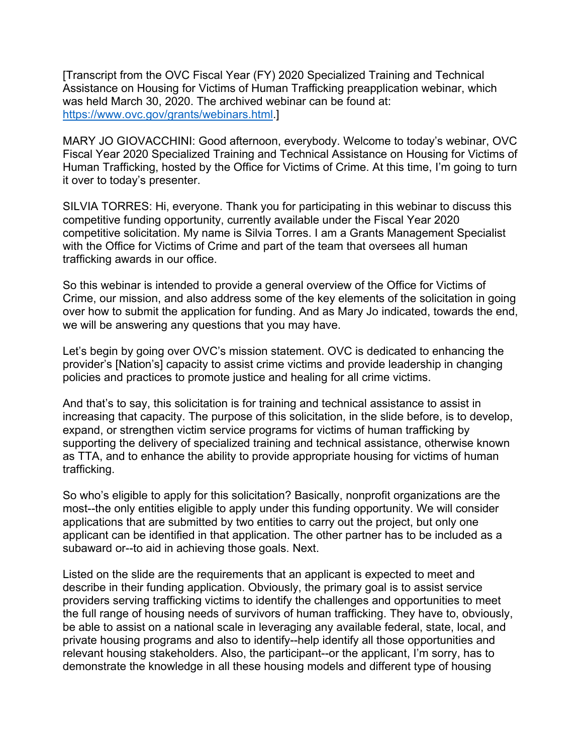[Transcript from the OVC Fiscal Year (FY) 2020 Specialized Training and Technical Assistance on Housing for Victims of Human Trafficking preapplication webinar, which was held March 30, 2020. The archived webinar can be found at: https://www.ovc.gov/grants/webinars.html.]

MARY JO GIOVACCHINI: Good afternoon, everybody. Welcome to today's webinar, OVC Fiscal Year 2020 Specialized Training and Technical Assistance on Housing for Victims of Human Trafficking, hosted by the Office for Victims of Crime. At this time, I'm going to turn it over to today's presenter.

SILVIA TORRES: Hi, everyone. Thank you for participating in this webinar to discuss this competitive funding opportunity, currently available under the Fiscal Year 2020 competitive solicitation. My name is Silvia Torres. I am a Grants Management Specialist with the Office for Victims of Crime and part of the team that oversees all human trafficking awards in our office.

So this webinar is intended to provide a general overview of the Office for Victims of Crime, our mission, and also address some of the key elements of the solicitation in going over how to submit the application for funding. And as Mary Jo indicated, towards the end, we will be answering any questions that you may have.

Let's begin by going over OVC's mission statement. OVC is dedicated to enhancing the provider's [Nation's] capacity to assist crime victims and provide leadership in changing policies and practices to promote justice and healing for all crime victims.

And that's to say, this solicitation is for training and technical assistance to assist in increasing that capacity. The purpose of this solicitation, in the slide before, is to develop, expand, or strengthen victim service programs for victims of human trafficking by supporting the delivery of specialized training and technical assistance, otherwise known as TTA, and to enhance the ability to provide appropriate housing for victims of human trafficking.

So who's eligible to apply for this solicitation? Basically, nonprofit organizations are the most--the only entities eligible to apply under this funding opportunity. We will consider applications that are submitted by two entities to carry out the project, but only one applicant can be identified in that application. The other partner has to be included as a subaward or--to aid in achieving those goals. Next.

Listed on the slide are the requirements that an applicant is expected to meet and describe in their funding application. Obviously, the primary goal is to assist service providers serving trafficking victims to identify the challenges and opportunities to meet the full range of housing needs of survivors of human trafficking. They have to, obviously, be able to assist on a national scale in leveraging any available federal, state, local, and private housing programs and also to identify--help identify all those opportunities and relevant housing stakeholders. Also, the participant--or the applicant, I'm sorry, has to demonstrate the knowledge in all these housing models and different type of housing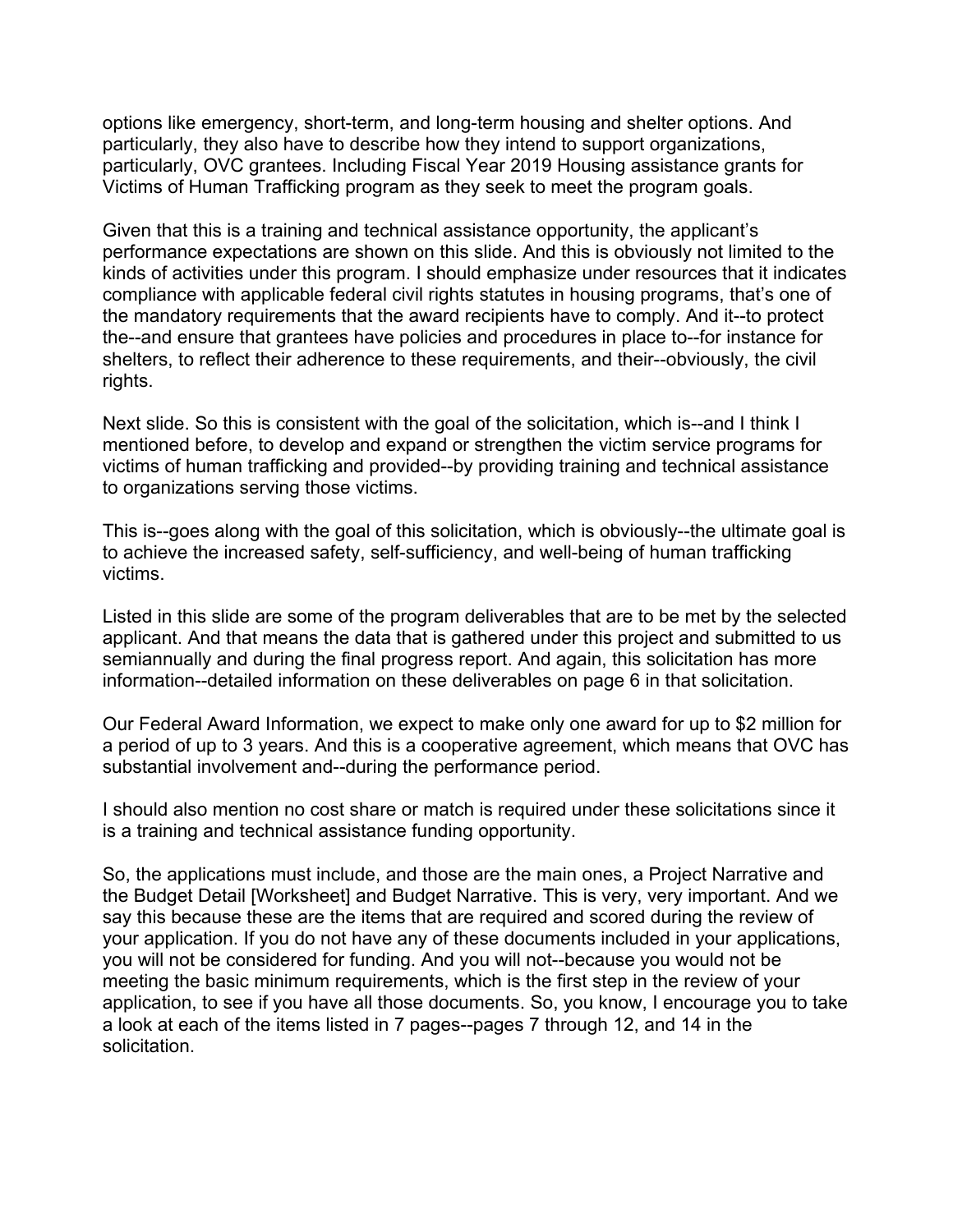options like emergency, short-term, and long-term housing and shelter options. And particularly, they also have to describe how they intend to support organizations, particularly, OVC grantees. Including Fiscal Year 2019 Housing assistance grants for Victims of Human Trafficking program as they seek to meet the program goals.

Given that this is a training and technical assistance opportunity, the applicant's performance expectations are shown on this slide. And this is obviously not limited to the kinds of activities under this program. I should emphasize under resources that it indicates compliance with applicable federal civil rights statutes in housing programs, that's one of the mandatory requirements that the award recipients have to comply. And it--to protect the--and ensure that grantees have policies and procedures in place to--for instance for shelters, to reflect their adherence to these requirements, and their--obviously, the civil rights.

Next slide. So this is consistent with the goal of the solicitation, which is--and I think I mentioned before, to develop and expand or strengthen the victim service programs for victims of human trafficking and provided--by providing training and technical assistance to organizations serving those victims.

This is--goes along with the goal of this solicitation, which is obviously--the ultimate goal is to achieve the increased safety, self-sufficiency, and well-being of human trafficking victims.

Listed in this slide are some of the program deliverables that are to be met by the selected applicant. And that means the data that is gathered under this project and submitted to us semiannually and during the final progress report. And again, this solicitation has more information--detailed information on these deliverables on page 6 in that solicitation.

Our Federal Award Information, we expect to make only one award for up to $2 million for a period of up to 3 years. And this is a cooperative agreement, which means that OVC has substantial involvement and--during the performance period.

I should also mention no cost share or match is required under these solicitations since it is a training and technical assistance funding opportunity.

So, the applications must include, and those are the main ones, a Project Narrative and the Budget Detail [Worksheet] and Budget Narrative. This is very, very important. And we say this because these are the items that are required and scored during the review of your application. If you do not have any of these documents included in your applications, you will not be considered for funding. And you will not--because you would not be meeting the basic minimum requirements, which is the first step in the review of your application, to see if you have all those documents. So, you know, I encourage you to take a look at each of the items listed in 7 pages--pages 7 through 12, and 14 in the solicitation.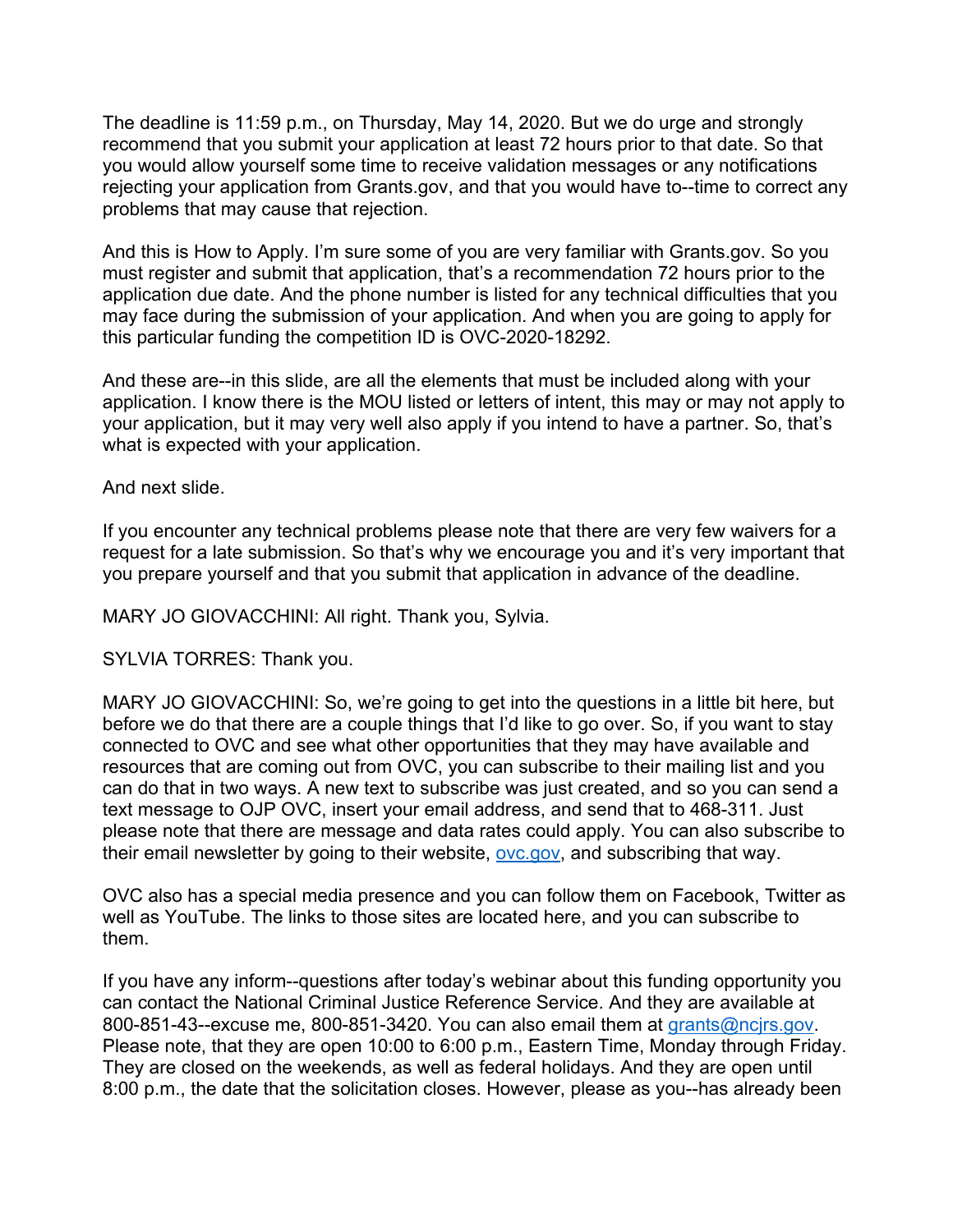The deadline is 11:59 p.m., on Thursday, May 14, 2020. But we do urge and strongly recommend that you submit your application at least 72 hours prior to that date. So that you would allow yourself some time to receive validation messages or any notifications rejecting your application from Grants.gov, and that you would have to--time to correct any problems that may cause that rejection.

And this is How to Apply. I'm sure some of you are very familiar with Grants.gov. So you must register and submit that application, that's a recommendation 72 hours prior to the application due date. And the phone number is listed for any technical difficulties that you may face during the submission of your application. And when you are going to apply for this particular funding the competition ID is OVC-2020-18292.

And these are--in this slide, are all the elements that must be included along with your application. I know there is the MOU listed or letters of intent, this may or may not apply to your application, but it may very well also apply if you intend to have a partner. So, that's what is expected with your application.

And next slide.

If you encounter any technical problems please note that there are very few waivers for a request for a late submission. So that's why we encourage you and it's very important that you prepare yourself and that you submit that application in advance of the deadline.

MARY JO GIOVACCHINI: All right. Thank you, Sylvia.

SYLVIA TORRES: Thank you.

MARY JO GIOVACCHINI: So, we're going to get into the questions in a little bit here, but before we do that there are a couple things that I'd like to go over. So, if you want to stay connected to OVC and see what other opportunities that they may have available and resources that are coming out from OVC, you can subscribe to their mailing list and you can do that in two ways. A new text to subscribe was just created, and so you can send a text message to OJP OVC, insert your email address, and send that to 468-311. Just please note that there are message and data rates could apply. You can also subscribe to their email newsletter by going to their website, [ovc.gov](ovc.gov), and subscribing that way.

OVC also has a special media presence and you can follow them on Facebook, Twitter as well as YouTube. The links to those sites are located here, and you can subscribe to them.

If you have any inform--questions after today's webinar about this funding opportunity you can contact the National Criminal Justice Reference Service. And they are available at 800-851-43--excuse me, 800-851-3420. You can also email them at [grants@ncjrs.gov](mailto:grants@ncjrs.gov). Please note, that they are open 10:00 to 6:00 p.m., Eastern Time, Monday through Friday. They are closed on the weekends, as well as federal holidays. And they are open until 8:00 p.m., the date that the solicitation closes. However, please as you--has already been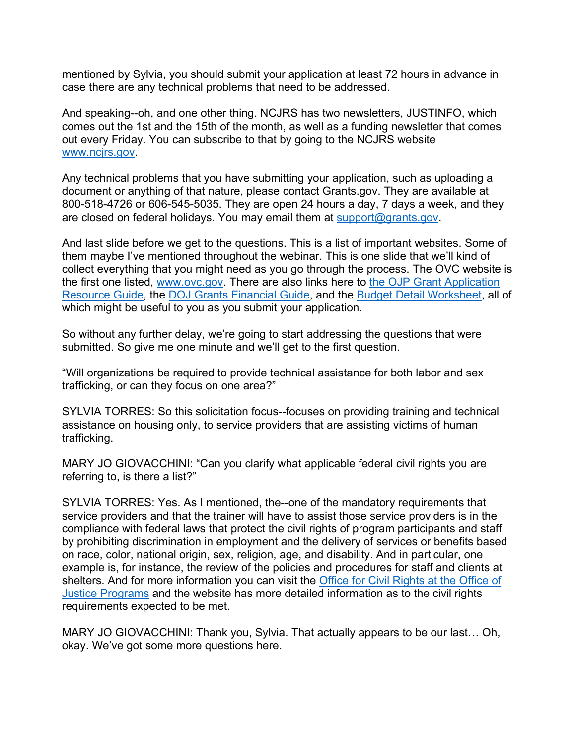mentioned by Sylvia, you should submit your application at least 72 hours in advance in case there are any technical problems that need to be addressed.

And speaking--oh, and one other thing. NCJRS has two newsletters, JUSTINFO, which comes out the 1st and the 15th of the month, as well as a funding newsletter that comes out every Friday. You can subscribe to that by going to the NCJRS website [www.ncjrs.gov](www.ncjrs.gov).

Any technical problems that you have submitting your application, such as uploading a document or anything of that nature, please contact Grants.gov. They are available at 800-518-4726 or 606-545-5035. They are open 24 hours a day, 7 days a week, and they are closed on federal holidays. You may email them at [support@grants.gov](mailto:support@grants.gov).

And last slide before we get to the questions. This is a list of important websites. Some of them maybe I've mentioned throughout the webinar. This is one slide that we'll kind of collect everything that you might need as you go through the process. The OVC website is the first one listed, [www.ovc.gov](www.ovc.gov). There are also links here to the OJP Grant Application Resource Guide, the DOJ Grants Financial Guide, and the Budget Detail Worksheet, all of which might be useful to you as you submit your application.

So without any further delay, we're going to start addressing the questions that were submitted. So give me one minute and we'll get to the first question.

"Will organizations be required to provide technical assistance for both labor and sex trafficking, or can they focus on one area?"

SYLVIA TORRES: So this solicitation focus--focuses on providing training and technical assistance on housing only, to service providers that are assisting victims of human trafficking.

MARY JO GIOVACCHINI: "Can you clarify what applicable federal civil rights you are referring to, is there a list?"

SYLVIA TORRES: Yes. As I mentioned, the--one of the mandatory requirements that service providers and that the trainer will have to assist those service providers is in the compliance with federal laws that protect the civil rights of program participants and staff by prohibiting discrimination in employment and the delivery of services or benefits based on race, color, national origin, sex, religion, age, and disability. And in particular, one example is, for instance, the review of the policies and procedures for staff and clients at shelters. And for more information you can visit the Office for Civil Rights at the Office of Justice Programs and the website has more detailed information as to the civil rights requirements expected to be met.

MARY JO GIOVACCHINI: Thank you, Sylvia. That actually appears to be our last… Oh, okay. We've got some more questions here.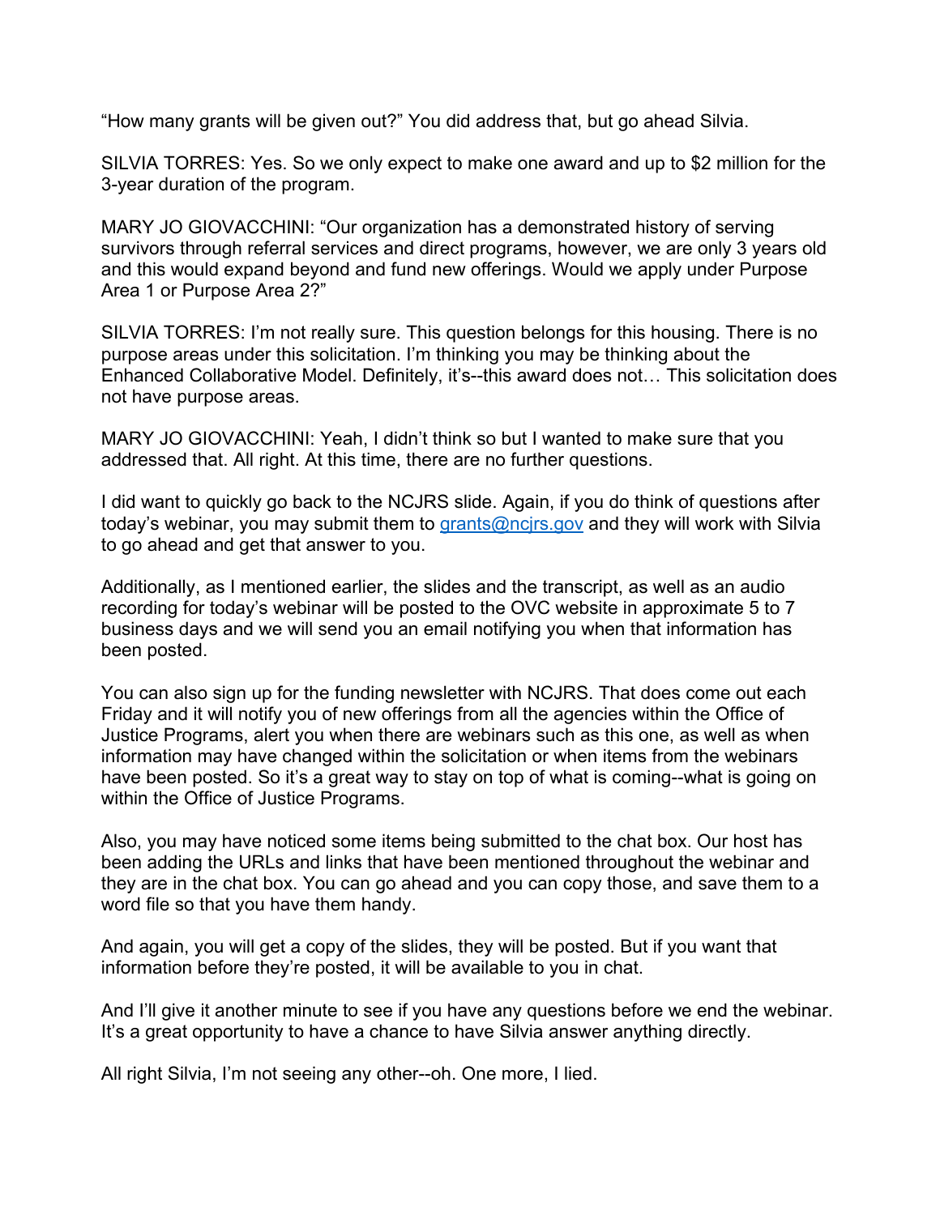"How many grants will be given out?" You did address that, but go ahead Silvia.

SILVIA TORRES: Yes. So we only expect to make one award and up to $2 million for the 3-year duration of the program.

MARY JO GIOVACCHINI: "Our organization has a demonstrated history of serving survivors through referral services and direct programs, however, we are only 3 years old and this would expand beyond and fund new offerings. Would we apply under Purpose Area 1 or Purpose Area 2?"

SILVIA TORRES: I'm not really sure. This question belongs for this housing. There is no purpose areas under this solicitation. I'm thinking you may be thinking about the Enhanced Collaborative Model. Definitely, it's--this award does not… This solicitation does not have purpose areas.

MARY JO GIOVACCHINI: Yeah, I didn't think so but I wanted to make sure that you addressed that. All right. At this time, there are no further questions.

I did want to quickly go back to the NCJRS slide. Again, if you do think of questions after today's webinar, you may submit them to [grants@ncjrs.gov](mailto:grants@ncjrs.gov) and they will work with Silvia to go ahead and get that answer to you.

Additionally, as I mentioned earlier, the slides and the transcript, as well as an audio recording for today's webinar will be posted to the OVC website in approximate 5 to 7 business days and we will send you an email notifying you when that information has been posted.

You can also sign up for the funding newsletter with NCJRS. That does come out each Friday and it will notify you of new offerings from all the agencies within the Office of Justice Programs, alert you when there are webinars such as this one, as well as when information may have changed within the solicitation or when items from the webinars have been posted. So it's a great way to stay on top of what is coming--what is going on within the Office of Justice Programs.

Also, you may have noticed some items being submitted to the chat box. Our host has been adding the URLs and links that have been mentioned throughout the webinar and they are in the chat box. You can go ahead and you can copy those, and save them to a word file so that you have them handy.

And again, you will get a copy of the slides, they will be posted. But if you want that information before they're posted, it will be available to you in chat.

And I'll give it another minute to see if you have any questions before we end the webinar. It's a great opportunity to have a chance to have Silvia answer anything directly.

All right Silvia, I'm not seeing any other--oh. One more, I lied.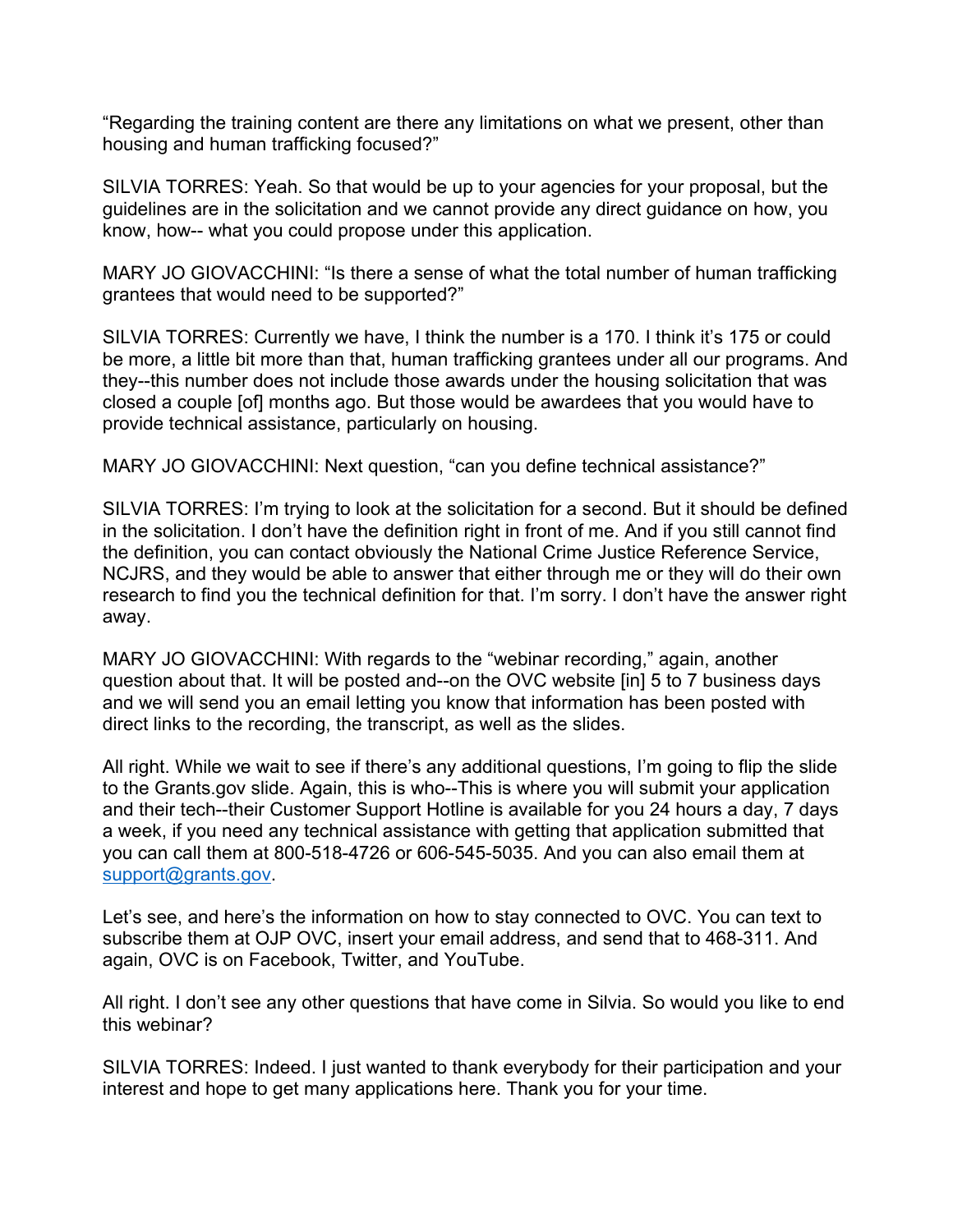"Regarding the training content are there any limitations on what we present, other than housing and human trafficking focused?"

SILVIA TORRES: Yeah. So that would be up to your agencies for your proposal, but the guidelines are in the solicitation and we cannot provide any direct guidance on how, you know, how-- what you could propose under this application.

MARY JO GIOVACCHINI: "Is there a sense of what the total number of human trafficking grantees that would need to be supported?"

SILVIA TORRES: Currently we have, I think the number is a 170. I think it's 175 or could be more, a little bit more than that, human trafficking grantees under all our programs. And they--this number does not include those awards under the housing solicitation that was closed a couple [of] months ago. But those would be awardees that you would have to provide technical assistance, particularly on housing.

MARY JO GIOVACCHINI: Next question, "can you define technical assistance?"

SILVIA TORRES: I'm trying to look at the solicitation for a second. But it should be defined in the solicitation. I don't have the definition right in front of me. And if you still cannot find the definition, you can contact obviously the National Crime Justice Reference Service, NCJRS, and they would be able to answer that either through me or they will do their own research to find you the technical definition for that. I'm sorry. I don't have the answer right away.

MARY JO GIOVACCHINI: With regards to the "webinar recording," again, another question about that. It will be posted and--on the OVC website [in] 5 to 7 business days and we will send you an email letting you know that information has been posted with direct links to the recording, the transcript, as well as the slides.

All right. While we wait to see if there's any additional questions, I'm going to flip the slide to the Grants.gov slide. Again, this is who--This is where you will submit your application and their tech--their Customer Support Hotline is available for you 24 hours a day, 7 days a week, if you need any technical assistance with getting that application submitted that you can call them at 800-518-4726 or 606-545-5035. And you can also email them at support@grants.gov.

Let's see, and here's the information on how to stay connected to OVC. You can text to subscribe them at OJP OVC, insert your email address, and send that to 468-311. And again, OVC is on Facebook, Twitter, and YouTube.

All right. I don't see any other questions that have come in Silvia. So would you like to end this webinar?

SILVIA TORRES: Indeed. I just wanted to thank everybody for their participation and your interest and hope to get many applications here. Thank you for your time.